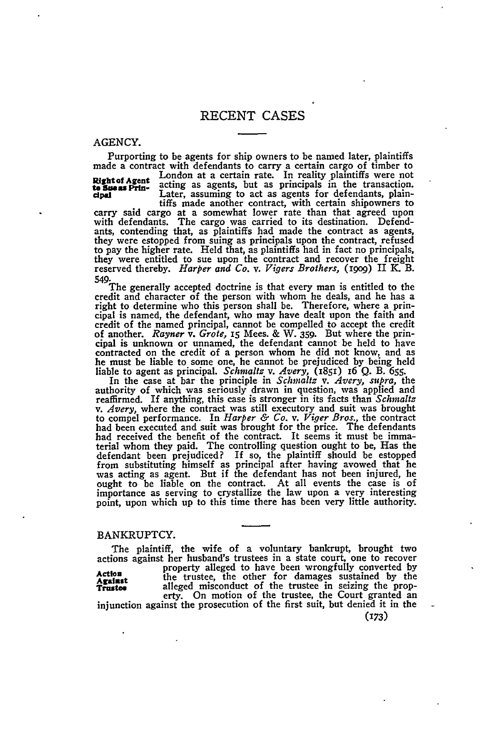# RECENT CASES

## AGENCY.

**Right of Agent to Sue as Principal**

Purporting to be agents for ship owners to be named later, plaintiffs made a contract with defendants to carry a certain cargo of timber to London at a certain rate. In reality plaintiffs were not acting as agents, but as principals in the transaction. Later, assuming to act as agents for defendants, plaintiffs made another contract, with certain shipowners to carry said cargo at a somewhat lower rate than that agreed upon with defendants. The cargo was carried to its destination. Defendants, contending that, as plaintiffs had made the contract as agents, they were estopped from suing as principals upon the contract, refused to pay the higher rate. Held that, as plaintiffs had in fact no principals, they were entitled to sue upon the contract and recover the freight reserved thereby. *Harper and Co.* v. *Vigers Brothers,* (1909) II K. B. 549.

The generally accepted doctrine is that every man is entitled to the credit and character of the person with whom he deals, and he has a right to determine who this person shall be. Therefore, where a principal is named, the defendant, who may have dealt upon the faith and credit of the named principal, cannot be compelled to accept the credit of another. *Rayner* v. *Grote,* 15 Mees. & W. 359. But where the principal is unknown or unnamed, the defendant cannot be held to have contracted on the credit of a person whom he did not know, and as he must be liable to some one, he cannot be prejudiced by being held liable to agent as principal. *Schmaltz* v. *Avery,* (1851) 16 Q. B. 655.

In the case at bar the principle in *Schmaltz* v. *Avery, supra,* the authority of which was seriously drawn in question, was applied and reaffirmed. If anything, this case is stronger in its facts than *Schmaltz* v. *Avery,* where the contract was still executory and suit was brought to compel performance. In *Harper & Co.* v. *Viger Bros.,* the contract had been executed and suit was brought for the price. The defendants had received the benefit of the contract. It seems it must be immaterial whom they paid. The controlling question ought to be, Has the defendant been prejudiced? If so, the plaintiff should be estopped from substituting himself as principal after having avowed that he was acting as agent. But if the defendant has not been injured, he ought to be liable on the contract. At all events the case is of importance as serving to crystallize the law upon a very interesting point, upon which up to this time there has been very little authority.

## BANKRUPTCY.

**Action Against Trustee**

The plaintiff, the wife of a voluntary bankrupt, brought two actions against her husband's trustees in a state court, one to recover property alleged to have been wrongfully converted by the trustee, the other for damages sustained by the alleged misconduct of the trustee in seizing the property. On motion of the trustee, the Court granted an injunction against the prosecution of the first suit, but denied it in the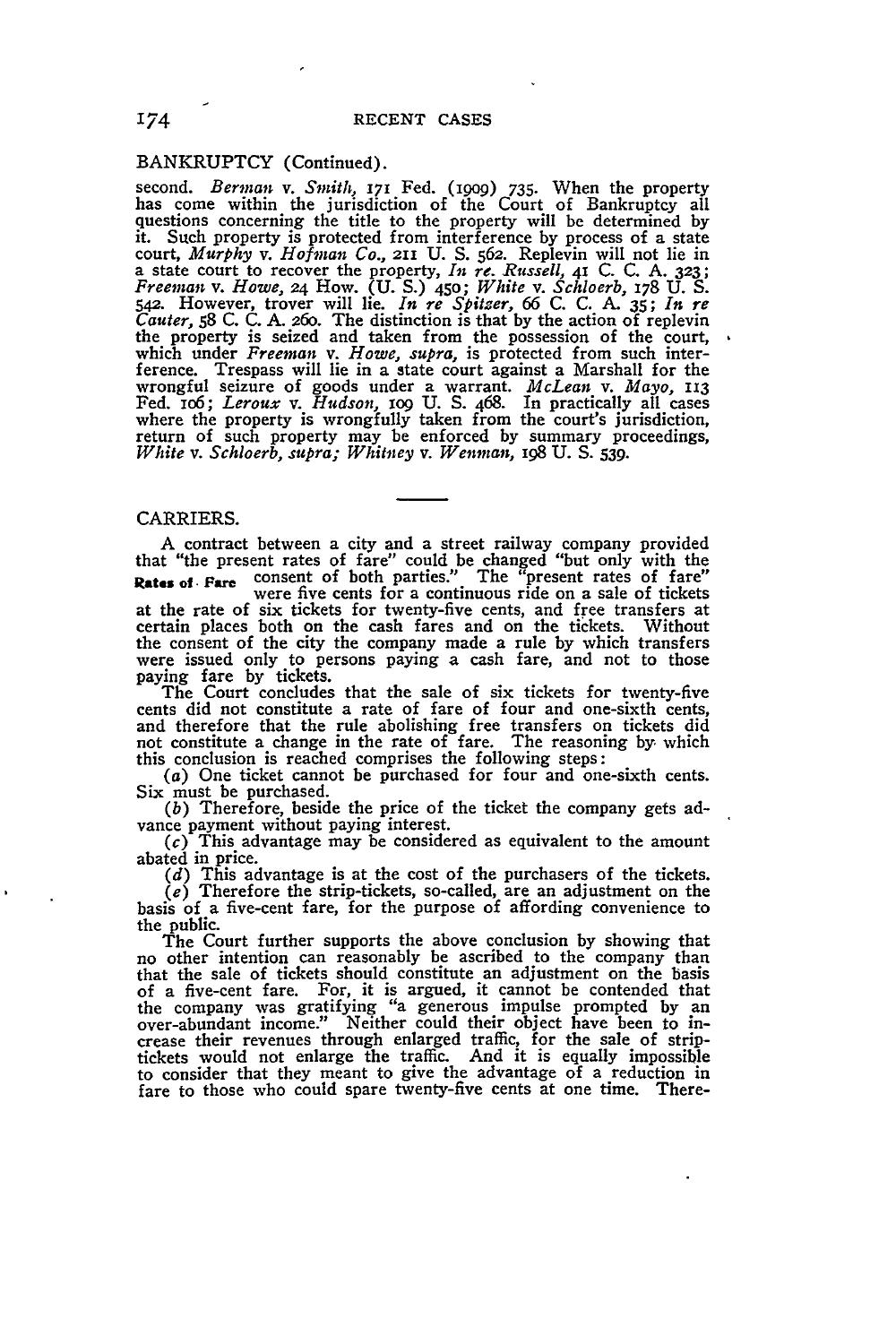## BANKRUPTCY (Continued).

second. *Berman* v. *Smith*, 171 Fed. (1909) 735. When the property has come within the jurisdiction of the Court of Bankruptcy all questions concerning the title to the property will be determined by it. Such property is protected from interference by process of a state court, *Murphy* v. *Hofman Co.*, 211 U. S. 562. Replevin will not lie in a state court to recover the property, *In re. Russell*, 41 C. C. A. 323; *Freeman* v. *Howe*, 24 How. (U. S.) 450; *White* v. *Schloerb*, 178 U. S. 542. However, trover will lie. *In re Spitzer*, 66 C. C. A. 35; *In re Cauter*, 58 C. C. A. 260. The distinction is that by the action of replevin the property is seized and taken from the possession of the court, which under *Freeman* v. *Howe*, *supra*, is protected from such interference. Trespass will lie in a state court against a Marshall for the wrongful seizure of goods under a warrant. *McLean* v. *Mayo*, 113 Fed. 106; *Leroux* v. *Hudson*, 109 U. S. 468. In practically all cases where the property is wrongfully taken from the court's jurisdiction, return of such property may be enforced by summary proceedings, *White* v. *Schloerb*, *supra*; *Whitney* v. *Wenman*, 198 U. S. 539.

---

## CARRIERS.

**Rates of Fare**

A contract between a city and a street railway company provided that "the present rates of fare" could be changed "but only with the consent of both parties." The "present rates of fare" were five cents for a continuous ride on a sale of tickets at the rate of six tickets for twenty-five cents, and free transfers at certain places both on the cash fares and on the tickets. Without the consent of the city the company made a rule by which transfers were issued only to persons paying a cash fare, and not to those paying fare by tickets.

The Court concludes that the sale of six tickets for twenty-five cents did not constitute a rate of fare of four and one-sixth cents, and therefore that the rule abolishing free transfers on tickets did not constitute a change in the rate of fare. The reasoning by which this conclusion is reached comprises the following steps:

(*a*) One ticket cannot be purchased for four and one-sixth cents. Six must be purchased.

(*b*) Therefore, beside the price of the ticket the company gets advance payment without paying interest.

(*c*) This advantage may be considered as equivalent to the amount abated in price.

(*d*) This advantage is at the cost of the purchasers of the tickets.

(*e*) Therefore the strip-tickets, so-called, are an adjustment on the basis of a five-cent fare, for the purpose of affording convenience to the public.

The Court further supports the above conclusion by showing that no other intention can reasonably be ascribed to the company than that the sale of tickets should constitute an adjustment on the basis of a five-cent fare. For, it is argued, it cannot be contended that the company was gratifying "a generous impulse prompted by an over-abundant income." Neither could their object have been to increase their revenues through enlarged traffic, for the sale of strip-tickets would not enlarge the traffic. And it is equally impossible to consider that they meant to give the advantage of a reduction in fare to those who could spare twenty-five cents at one time. There-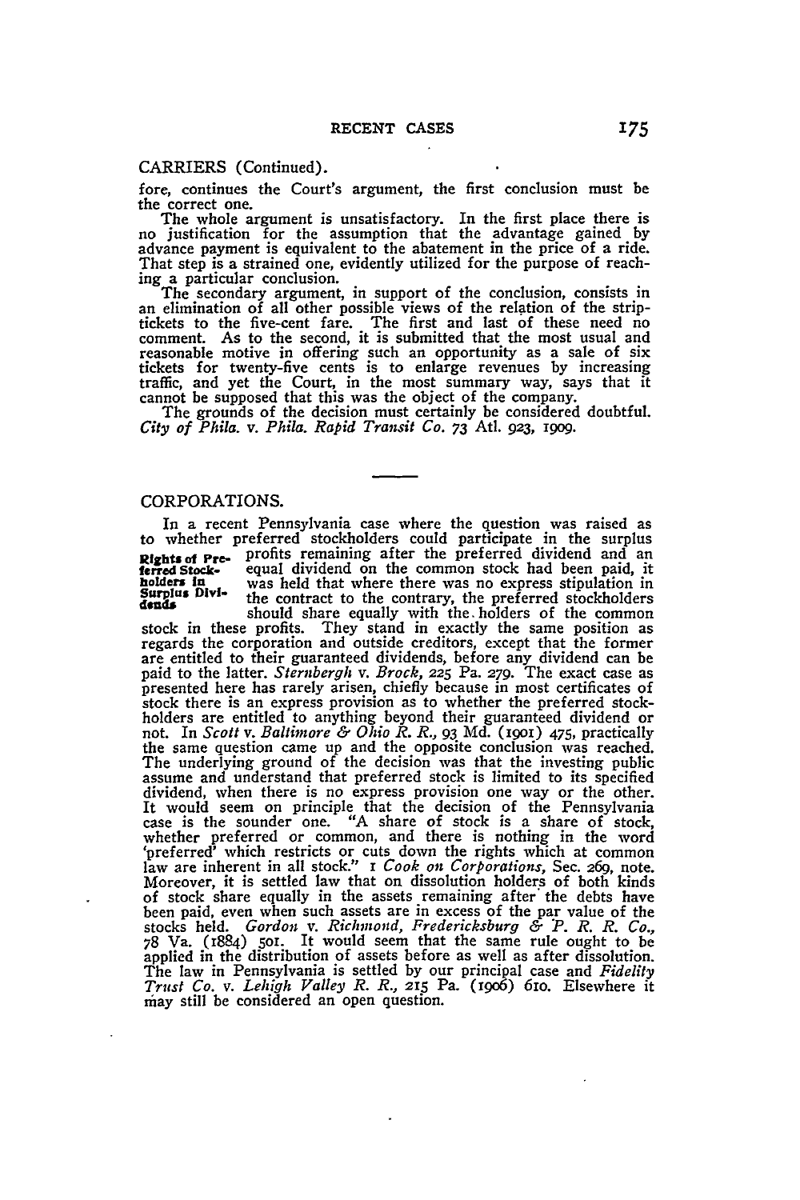CARRIERS (Continued).

fore, continues the Court's argument, the first conclusion must be the correct one.

The whole argument is unsatisfactory. In the first place there is no justification for the assumption that the advantage gained by advance payment is equivalent to the abatement in the price of a ride. That step is a strained one, evidently utilized for the purpose of reaching a particular conclusion.

The secondary argument, in support of the conclusion, consists in an elimination of all other possible views of the relation of the strip-tickets to the five-cent fare. The first and last of these need no comment. As to the second, it is submitted that the most usual and reasonable motive in offering such an opportunity as a sale of six tickets for twenty-five cents is to enlarge revenues by increasing traffic, and yet the Court, in the most summary way, says that it cannot be supposed that this was the object of the company.

The grounds of the decision must certainly be considered doubtful. *City of Phila. v. Phila. Rapid Transit Co.* 73 Atl. 923, 1909.

CORPORATIONS.

**Rights of Preferred Stockholders in Surplus Dividends**

In a recent Pennsylvania case where the question was raised as to whether preferred stockholders could participate in the surplus profits remaining after the preferred dividend and an equal dividend on the common stock had been paid, it was held that where there was no express stipulation in the contract to the contrary, the preferred stockholders should share equally with the holders of the common stock in these profits. They stand in exactly the same position as regards the corporation and outside creditors, except that the former are entitled to their guaranteed dividends, before any dividend can be paid to the latter. *Sternbergh v. Brock,* 225 Pa. 279. The exact case as presented here has rarely arisen, chiefly because in most certificates of stock there is an express provision as to whether the preferred stockholders are entitled to anything beyond their guaranteed dividend or not. In *Scott v. Baltimore & Ohio R. R.,* 93 Md. (1901) 475, practically the same question came up and the opposite conclusion was reached. The underlying ground of the decision was that the investing public assume and understand that preferred stock is limited to its specified dividend, when there is no express provision one way or the other. It would seem on principle that the decision of the Pennsylvania case is the sounder one. "A share of stock is a share of stock, whether preferred or common, and there is nothing in the word 'preferred' which restricts or cuts down the rights which at common law are inherent in all stock." 1 *Cook on Corporations,* Sec. 269, note. Moreover, it is settled law that on dissolution holders of both kinds of stock share equally in the assets remaining after the debts have been paid, even when such assets are in excess of the par value of the stocks held. *Gordon v. Richmond, Fredericksburg & P. R. R. Co.,* 78 Va. (1884) 501. It would seem that the same rule ought to be applied in the distribution of assets before as well as after dissolution. The law in Pennsylvania is settled by our principal case and *Fidelity Trust Co. v. Lehigh Valley R. R.,* 215 Pa. (1906) 610. Elsewhere it may still be considered an open question.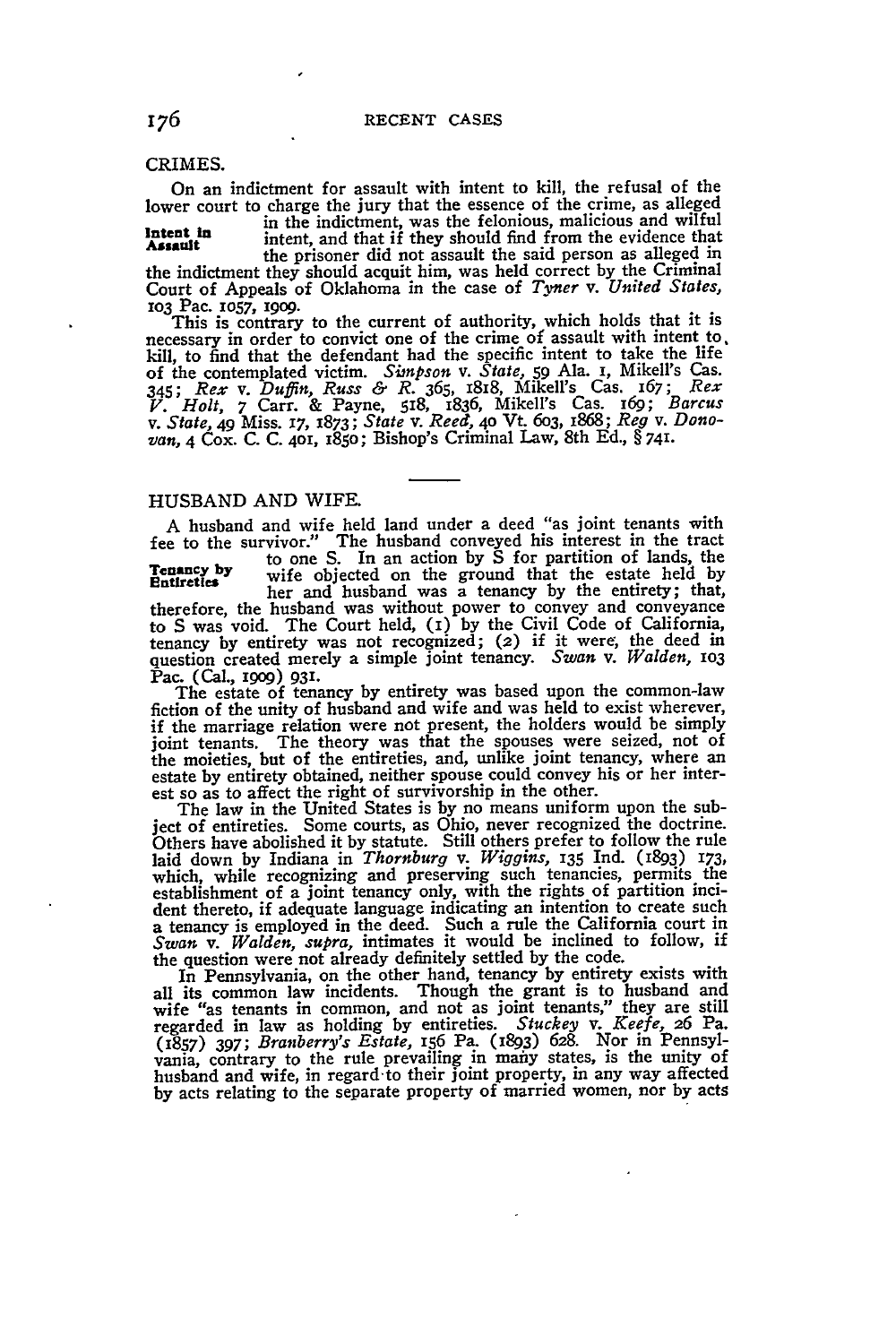## CRIMES.

**Intent in Assault**

On an indictment for assault with intent to kill, the refusal of the lower court to charge the jury that the essence of the crime, as alleged in the indictment, was the felonious, malicious and wilful intent, and that if they should find from the evidence that the prisoner did not assault the said person as alleged in the indictment they should acquit him, was held correct by the Criminal Court of Appeals of Oklahoma in the case of *Tyner* v. *United States*, 103 Pac. 1057, 1909.

This is contrary to the current of authority, which holds that it is necessary in order to convict one of the crime of assault with intent to kill, to find that the defendant had the specific intent to take the life of the contemplated victim. *Simpson* v. *State*, 59 Ala. 1, Mikell's Cas. 345; *Rex* v. *Duffin*, *Russ & R.* 365, 1818, Mikell's Cas. 167; *Rex* v. *Holt*, 7 Carr. & Payne, 518, 1836, Mikell's Cas. 169; *Barcus* v. *State*, 49 Miss. 17, 1873; *State* v. *Reed*, 40 Vt. 603, 1868; *Reg* v. *Donovan*, 4 Cox. C. C. 401, 1850; Bishop's Criminal Law, 8th Ed., § 741.

---

## HUSBAND AND WIFE.

**Tenancy by Entireties**

A husband and wife held land under a deed "as joint tenants with fee to the survivor." The husband conveyed his interest in the tract to one S. In an action by S for partition of lands, the wife objected on the ground that the estate held by her and husband was a tenancy by the entirety; that, therefore, the husband was without power to convey and conveyance to S was void. The Court held, (1) by the Civil Code of California, tenancy by entirety was not recognized; (2) if it were, the deed in question created merely a simple joint tenancy. *Swan* v. *Walden*, 103 Pac. (Cal., 1909) 931.

The estate of tenancy by entirety was based upon the common-law fiction of the unity of husband and wife and was held to exist wherever, if the marriage relation were not present, the holders would be simply joint tenants. The theory was that the spouses were seized, not of the moieties, but of the entireties, and, unlike joint tenancy, where an estate by entirety obtained, neither spouse could convey his or her interest so as to affect the right of survivorship in the other.

The law in the United States is by no means uniform upon the subject of entireties. Some courts, as Ohio, never recognized the doctrine. Others have abolished it by statute. Still others prefer to follow the rule laid down by Indiana in *Thornburg* v. *Wiggins*, 135 Ind. (1893) 173, which, while recognizing and preserving such tenancies, permits the establishment of a joint tenancy only, with the rights of partition incident thereto, if adequate language indicating an intention to create such a tenancy is employed in the deed. Such a rule the California court in *Swan* v. *Walden*, *supra*, intimates it would be inclined to follow, if the question were not already definitely settled by the code.

In Pennsylvania, on the other hand, tenancy by entirety exists with all its common law incidents. Though the grant is to husband and wife "as tenants in common, and not as joint tenants," they are still regarded in law as holding by entireties. *Stuckey* v. *Keefe*, 26 Pa. (1857) 397; *Branberry's Estate*, 156 Pa. (1893) 628. Nor in Pennsylvania, contrary to the rule prevailing in many states, is the unity of husband and wife, in regard to their joint property, in any way affected by acts relating to the separate property of married women, nor by acts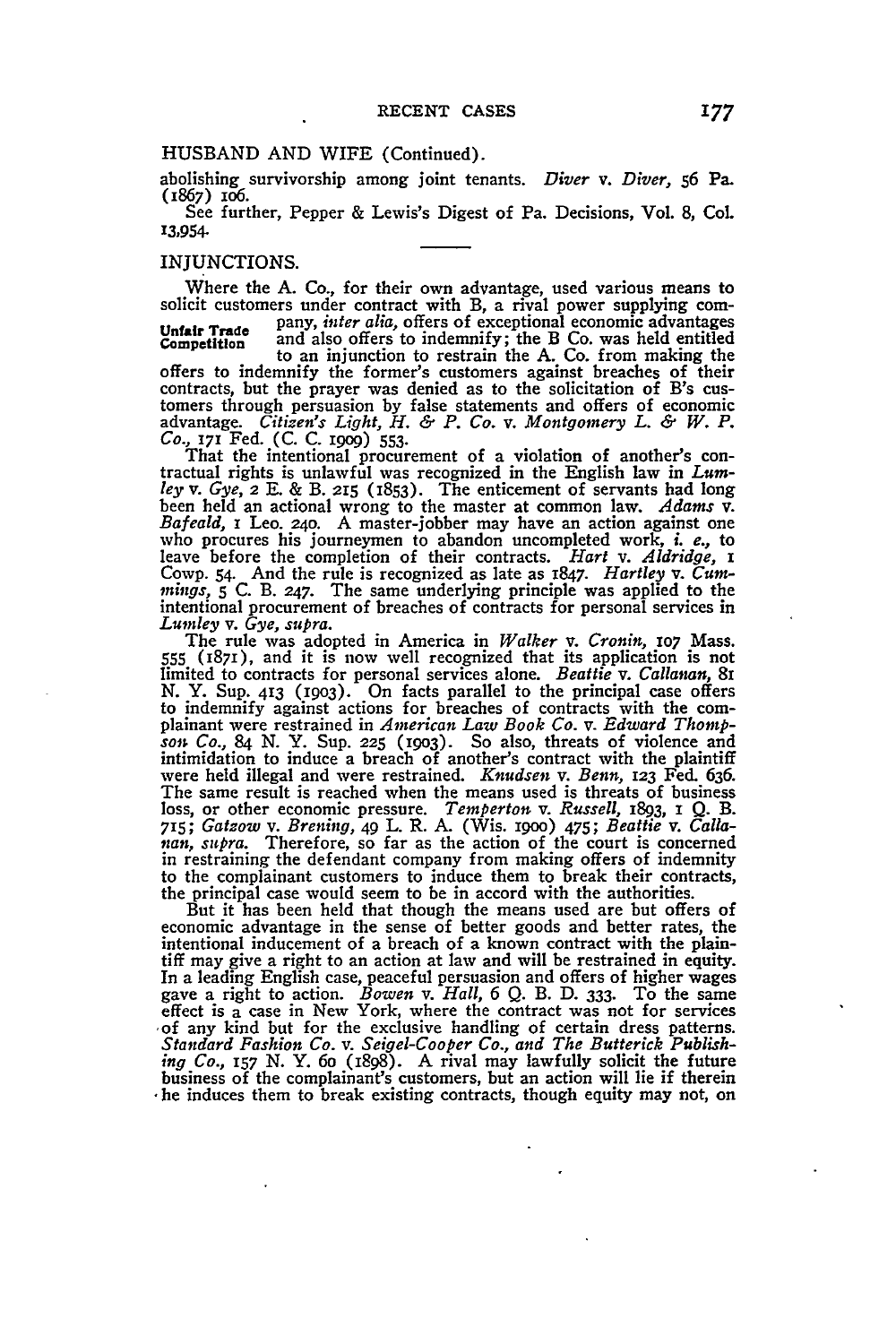HUSBAND AND WIFE (Continued).

abolishing survivorship among joint tenants. *Diver* v. *Diver*, 56 Pa. (1867) 106.

See further, Pepper & Lewis's Digest of Pa. Decisions, Vol. 8, Col. 13,954.

INJUNCTIONS.

**Unfair Trade Competition**

Where the A. Co., for their own advantage, used various means to solicit customers under contract with B, a rival power supplying company, *inter alia*, offers of exceptional economic advantages and also offers to indemnify; the B Co. was held entitled to an injunction to restrain the A. Co. from making the offers to indemnify the former's customers against breaches of their contracts, but the prayer was denied as to the solicitation of B's customers through persuasion by false statements and offers of economic advantage. *Citizen's Light, H. & P. Co.* v. *Montgomery L. & W. P. Co.*, 171 Fed. (C. C. 1909) 553.

That the intentional procurement of a violation of another's contractual rights is unlawful was recognized in the English law in *Lumley* v. *Gye*, 2 E. & B. 215 (1853). The enticement of servants had long been held an actional wrong to the master at common law. *Adams* v. *Bafeald*, 1 Leo. 240. A master-jobber may have an action against one who procures his journeymen to abandon uncompleted work, *i. e.*, to leave before the completion of their contracts. *Hart* v. *Aldridge*, 1 Cowp. 54. And the rule is recognized as late as 1847. *Hartley* v. *Cummings*, 5 C. B. 247. The same underlying principle was applied to the intentional procurement of breaches of contracts for personal services in *Lumley* v. *Gye, supra*.

The rule was adopted in America in *Walker* v. *Cronin*, 107 Mass. 555 (1871), and it is now well recognized that its application is not limited to contracts for personal services alone. *Beattie* v. *Callanan*, 81 N. Y. Sup. 413 (1903). On facts parallel to the principal case offers to indemnify against actions for breaches of contracts with the complainant were restrained in *American Law Book Co.* v. *Edward Thompson Co.*, 84 N. Y. Sup. 225 (1903). So also, threats of violence and intimidation to induce a breach of another's contract with the plaintiff were held illegal and were restrained. *Knudsen* v. *Benn*, 123 Fed. 636. The same result is reached when the means used is threats of business loss, or other economic pressure. *Temperton* v. *Russell*, 1893, 1 Q. B. 715; *Gatzow* v. *Brening*, 49 L. R. A. (Wis. 1900) 475; *Beattie* v. *Callanan, supra*. Therefore, so far as the action of the court is concerned in restraining the defendant company from making offers of indemnity to the complainant customers to induce them to break their contracts, the principal case would seem to be in accord with the authorities.

But it has been held that though the means used are but offers of economic advantage in the sense of better goods and better rates, the intentional inducement of a breach of a known contract with the plaintiff may give a right to an action at law and will be restrained in equity. In a leading English case, peaceful persuasion and offers of higher wages gave a right to action. *Bowen* v. *Hall*, 6 Q. B. D. 333. To the same effect is a case in New York, where the contract was not for services of any kind but for the exclusive handling of certain dress patterns. *Standard Fashion Co.* v. *Seigel-Cooper Co., and The Butterick Publishing Co.*, 157 N. Y. 60 (1898). A rival may lawfully solicit the future business of the complainant's customers, but an action will lie if therein he induces them to break existing contracts, though equity may not, on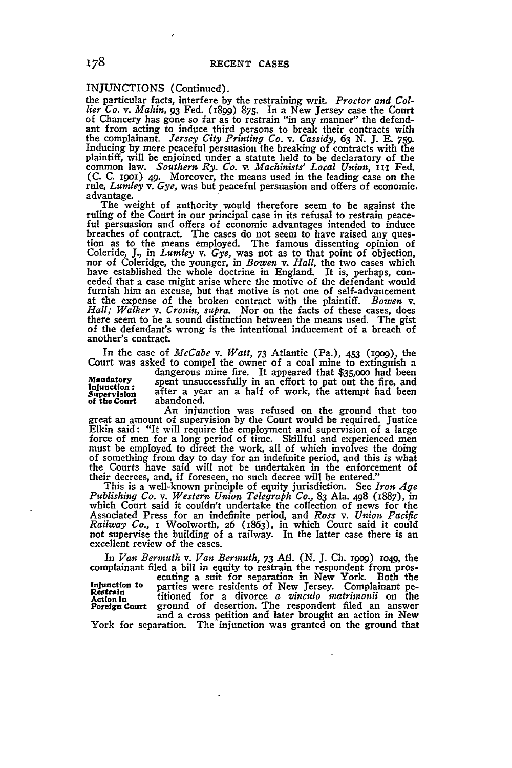INJUNCTIONS (Continued).

the particular facts, interfere by the restraining writ. *Proctor and Collier Co.* v. *Mahin*, 93 Fed. (1899) 875. In a New Jersey case the Court of Chancery has gone so far as to restrain "in any manner" the defendant from acting to induce third persons to break their contracts with the complainant. *Jersey City Printing Co.* v. *Cassidy*, 63 N. J. E. 759. Inducing by mere peaceful persuasion the breaking of contracts with the plaintiff, will be enjoined under a statute held to be declaratory of the common law. *Southern Ry. Co.* v. *Machinists' Local Union*, 111 Fed. (C. C. 1901) 49. Moreover, the means used in the leading case on the rule, *Lumley* v. *Gye*, was but peaceful persuasion and offers of economic advantage.

The weight of authority would therefore seem to be against the ruling of the Court in our principal case in its refusal to restrain peaceful persuasion and offers of economic advantages intended to induce breaches of contract. The cases do not seem to have raised any question as to the means employed. The famous dissenting opinion of Coleride, J., in *Lumley* v. *Gye*, was not as to that point of objection, nor of Coleridge, the younger, in *Bowen* v. *Hall*, the two cases which have established the whole doctrine in England. It is, perhaps, conceded that a case might arise where the motive of the defendant would furnish him an excuse, but that motive is not one of self-advancement at the expense of the broken contract with the plaintiff. *Bowen* v. *Hall; Walker* v. *Cronin, supra.* Nor on the facts of these cases, does there seem to be a sound distinction between the means used. The gist of the defendant's wrong is the intentional inducement of a breach of another's contract.

**Mandatory Injunction: Supervision of the Court**

In the case of *McCabe* v. *Watt*, 73 Atlantic (Pa.), 453 (1909), the Court was asked to compel the owner of a coal mine to extinguish a dangerous mine fire. It appeared that $35,000 had been spent unsuccessfully in an effort to put out the fire, and after a year an a half of work, the attempt had been abandoned.

An injunction was refused on the ground that too great an amount of supervision by the Court would be required. Justice Elkin said: "It will require the employment and supervision of a large force of men for a long period of time. Skillful and experienced men must be employed to direct the work, all of which involves the doing of something from day to day for an indefinite period, and this is what the Courts have said will not be undertaken in the enforcement of their decrees, and, if foreseen, no such decree will be entered."

This is a well-known principle of equity jurisdiction. See *Iron Age Publishing Co.* v. *Western Union Telegraph Co.*, 83 Ala. 498 (1887), in which Court said it couldn't undertake the collection of news for the Associated Press for an indefinite period, and *Ross* v. *Union Pacific Railway Co.*, 1 Woolworth, 26 (1863), in which Court said it could not supervise the building of a railway. In the latter case there is an excellent review of the cases.

**Injunction to Restrain Action in Foreign Court**

In *Van Bermuth* v. *Van Bermuth*, 73 Atl. (N. J. Ch. 1909) 1049, the complainant filed a bill in equity to restrain the respondent from prosecuting a suit for separation in New York. Both the parties were residents of New Jersey. Complainant petitioned for a divorce *a vinculo matrimonii* on the ground of desertion. The respondent filed an answer and a cross petition and later brought an action in New York for separation. The injunction was granted on the ground that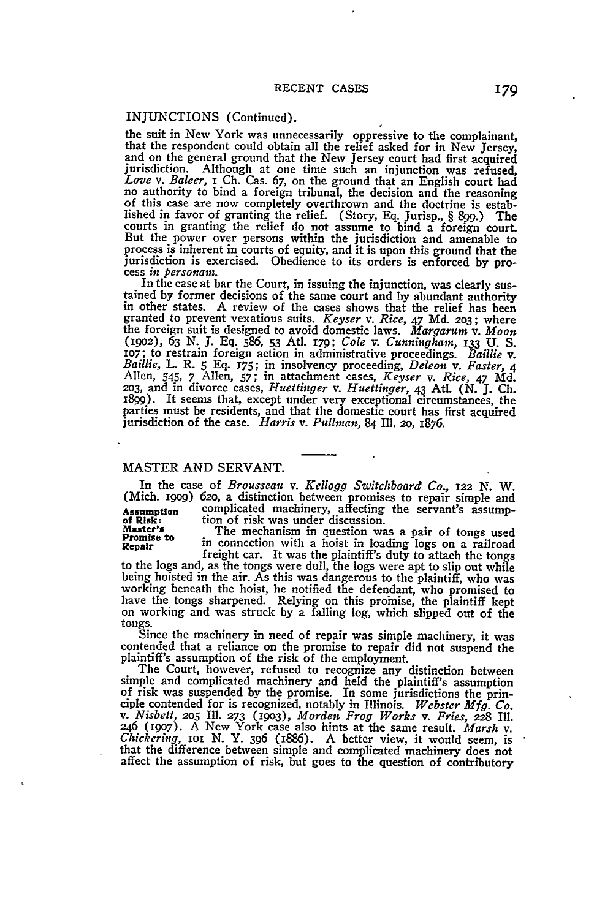## INJUNCTIONS (Continued).

the suit in New York was unnecessarily oppressive to the complainant, that the respondent could obtain all the relief asked for in New Jersey, and on the general ground that the New Jersey court had first acquired jurisdiction. Although at one time such an injunction was refused, *Love* v. *Baleer*, 1 Ch. Cas. 67, on the ground that an English court had no authority to bind a foreign tribunal, the decision and the reasoning of this case are now completely overthrown and the doctrine is established in favor of granting the relief. (Story, Eq. Jurisp., § 899.) The courts in granting the relief do not assume to bind a foreign court. But the power over persons within the jurisdiction and amenable to process is inherent in courts of equity, and it is upon this ground that the jurisdiction is exercised. Obedience to its orders is enforced by process *in personam*.

In the case at bar the Court, in issuing the injunction, was clearly sustained by former decisions of the same court and by abundant authority in other states. A review of the cases shows that the relief has been granted to prevent vexatious suits. *Keyser* v. *Rice*, 47 Md. 203; where the foreign suit is designed to avoid domestic laws. *Margarum* v. *Moon* (1902), 63 N. J. Eq. 586, 53 Atl. 179; *Cole* v. *Cunningham*, 133 U. S. 107; to restrain foreign action in administrative proceedings. *Baillie* v. *Baillie*, L. R. 5 Eq. 175; in insolvency proceeding, *Deleon* v. *Faster*, 4 Allen, 545, 7 Allen, 57; in attachment cases, *Keyser* v. *Rice*, 47 Md. 203, and in divorce cases, *Huettinger* v. *Huettinger*, 43 Atl. (N. J. Ch. 1899). It seems that, except under very exceptional circumstances, the parties must be residents, and that the domestic court has first acquired jurisdiction of the case. *Harris* v. *Pullman*, 84 Ill. 20, 1876.

---

## MASTER AND SERVANT.

**Assumption of Risk: Master's Promise to Repair**

In the case of *Brousseau* v. *Kellogg Switchboard Co.*, 122 N. W. (Mich. 1909) 620, a distinction between promises to repair simple and complicated machinery, affecting the servant's assumption of risk was under discussion.

The mechanism in question was a pair of tongs used in connection with a hoist in loading logs on a railroad freight car. It was the plaintiff's duty to attach the tongs to the logs and, as the tongs were dull, the logs were apt to slip out while being hoisted in the air. As this was dangerous to the plaintiff, who was working beneath the hoist, he notified the defendant, who promised to have the tongs sharpened. Relying on this promise, the plaintiff kept on working and was struck by a falling log, which slipped out of the tongs.

Since the machinery in need of repair was simple machinery, it was contended that a reliance on the promise to repair did not suspend the plaintiff's assumption of the risk of the employment.

The Court, however, refused to recognize any distinction between simple and complicated machinery and held the plaintiff's assumption of risk was suspended by the promise. In some jurisdictions the principle contended for is recognized, notably in Illinois. *Webster Mfg. Co.* v. *Nisbett*, 205 Ill. 273 (1903), *Morden Frog Works* v. *Fries*, 228 Ill. 246 (1907). A New York case also hints at the same result. *Marsh* v. *Chickering*, 101 N. Y. 396 (1886). A better view, it would seem, is that the difference between simple and complicated machinery does not affect the assumption of risk, but goes to the question of contributory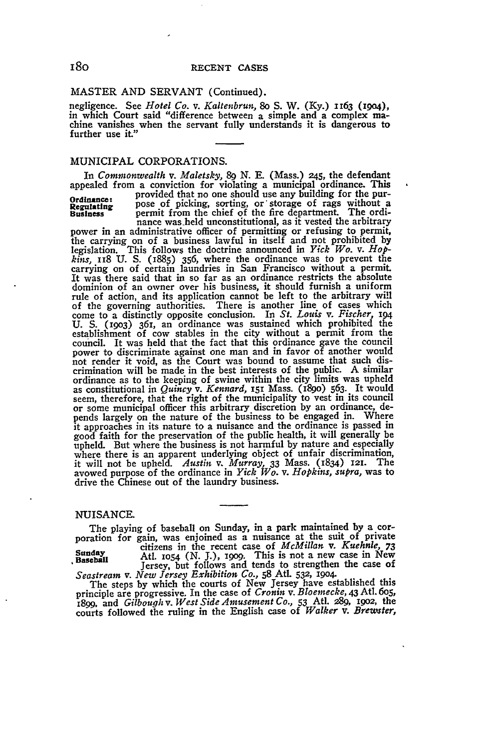MASTER AND SERVANT (Continued).

negligence. See *Hotel Co.* v. *Kaltenbrun*, 80 S. W. (Ky.) 1163 (1904), in which Court said "difference between a simple and a complex machine vanishes when the servant fully understands it is dangerous to further use it."

## MUNICIPAL CORPORATIONS.

**Ordinance: Regulating Business**

In *Commonwealth* v. *Maletsky*, 89 N. E. (Mass.) 245, the defendant appealed from a conviction for violating a municipal ordinance. This provided that no one should use any building for the purpose of picking, sorting, or storage of rags without a permit from the chief of the fire department. The ordinance was held unconstitutional, as it vested the arbitrary power in an administrative officer of permitting or refusing to permit, the carrying on of a business lawful in itself and not prohibited by legislation. This follows the doctrine announced in *Yick Wo.* v. *Hopkins*, 118 U. S. (1885) 356, where the ordinance was to prevent the carrying on of certain laundries in San Francisco without a permit. It was there said that in so far as an ordinance restricts the absolute dominion of an owner over his business, it should furnish a uniform rule of action, and its application cannot be left to the arbitrary will of the governing authorities. There is another line of cases which come to a distinctly opposite conclusion. In *St. Louis* v. *Fischer*, 194 U. S. (1903) 361, an ordinance was sustained which prohibited the establishment of cow stables in the city without a permit from the council. It was held that the fact that this ordinance gave the council power to discriminate against one man and in favor of another would not render it void, as the Court was bound to assume that such discrimination will be made in the best interests of the public. A similar ordinance as to the keeping of swine within the city limits was upheld as constitutional in *Quincy* v. *Kennard*, 151 Mass. (1890) 563. It would seem, therefore, that the right of the municipality to vest in its council or some municipal officer this arbitrary discretion by an ordinance, depends largely on the nature of the business to be engaged in. Where it approaches in its nature to a nuisance and the ordinance is passed in good faith for the preservation of the public health, it will generally be upheld. But where the business is not harmful by nature and especially where there is an apparent underlying object of unfair discrimination, it will not be upheld. *Austin* v. *Murray*, 33 Mass. (1834) 121. The avowed purpose of the ordinance in *Yick Wo.* v. *Hopkins, supra*, was to drive the Chinese out of the laundry business.

## NUISANCE.

**Sunday Baseball**

The playing of baseball on Sunday, in a park maintained by a corporation for gain, was enjoined as a nuisance at the suit of private citizens in the recent case of *McMillan* v. *Kuehnle*, 73 Atl. 1054 (N. J.), 1909. This is not a new case in New Jersey, but follows and tends to strengthen the case of *Seastream* v. *New Jersey Exhibition Co.*, 58 Atl. 532, 1904.

The steps by which the courts of New Jersey have established this principle are progressive. In the case of *Cronin* v. *Bloemecke*, 43 Atl. 605, 1899, and *Gilbough* v. *West Side Amusement Co.*, 53 Atl. 289, 1902, the courts followed the ruling in the English case of *Walker* v. *Brewster*,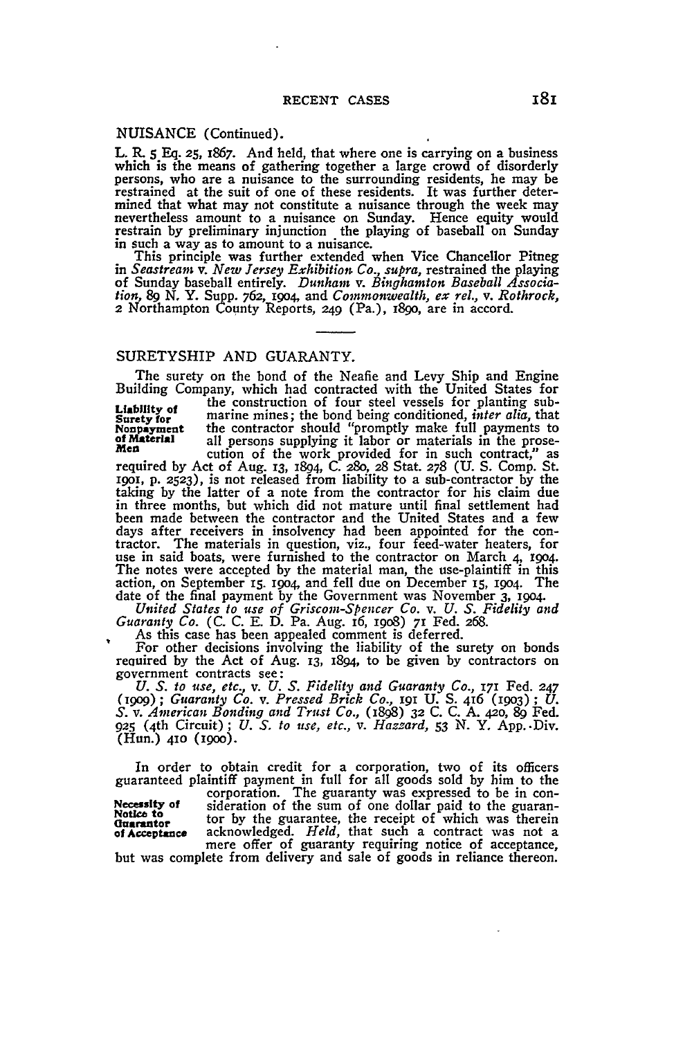## NUISANCE (Continued).

L. R. 5 Eq. 25, 1867. And held, that where one is carrying on a business which is the means of gathering together a large crowd of disorderly persons, who are a nuisance to the surrounding residents, he may be restrained at the suit of one of these residents. It was further determined that what may not constitute a nuisance through the week may nevertheless amount to a nuisance on Sunday. Hence equity would restrain by preliminary injunction the playing of baseball on Sunday in such a way as to amount to a nuisance.

This principle was further extended when Vice Chancellor Pitneg in *Seastream* v. *New Jersey Exhibition Co., supra*, restrained the playing of Sunday baseball entirely. *Dunham* v. *Binghamton Baseball Association*, 89 N. Y. Supp. 762, 1904, and *Commonwealth, ex rel.*, v. *Rothrock*, 2 Northampton County Reports, 249 (Pa.), 1890, are in accord.

## SURETYSHIP AND GUARANTY.

**Liability of Surety for Nonpayment of Material Men**

The surety on the bond of the Neafie and Levy Ship and Engine Building Company, which had contracted with the United States for the construction of four steel vessels for planting submarine mines; the bond being conditioned, *inter alia*, that the contractor should "promptly make full payments to all persons supplying it labor or materials in the prosecution of the work provided for in such contract," as required by Act of Aug. 13, 1894, C. 280, 28 Stat. 278 (U. S. Comp. St. 1901, p. 2523), is not released from liability to a sub-contractor by the taking by the latter of a note from the contractor for his claim due in three months, but which did not mature until final settlement had been made between the contractor and the United States and a few days after receivers in insolvency had been appointed for the contractor. The materials in question, viz., four feed-water heaters, for use in said boats, were furnished to the contractor on March 4, 1904. The notes were accepted by the material man, the use-plaintiff in this action, on September 15, 1904, and fell due on December 15, 1904. The date of the final payment by the Government was November 3, 1904. *United States to use of Griscom-Spencer Co.* v. *U. S. Fidelity and Guaranty Co.* (C. C. E. D. Pa. Aug. 16, 1908) 71 Fed. 268.

As this case has been appealed comment is deferred.

For other decisions involving the liability of the surety on bonds required by the Act of Aug. 13, 1894, to be given by contractors on government contracts see:

*U. S. to use, etc.*, v. *U. S. Fidelity and Guaranty Co.*, 171 Fed. 247 (1909); *Guaranty Co.* v. *Pressed Brick Co.*, 191 U. S. 416 (1903); *U. S.* v. *American Bonding and Trust Co.*, (1898) 32 C. C. A. 420, 89 Fed. 925 (4th Circuit); *U. S. to use, etc.*, v. *Hazzard*, 53 N. Y. App. Div. (Hun.) 410 (1900).

**Necessity of Notice to Guarantor of Acceptance**

In order to obtain credit for a corporation, two of its officers guaranteed plaintiff payment in full for all goods sold by him to the corporation. The guaranty was expressed to be in consideration of the sum of one dollar paid to the guarantor by the guarantee, the receipt of which was therein acknowledged. *Held*, that such a contract was not a mere offer of guaranty requiring notice of acceptance, but was complete from delivery and sale of goods in reliance thereon.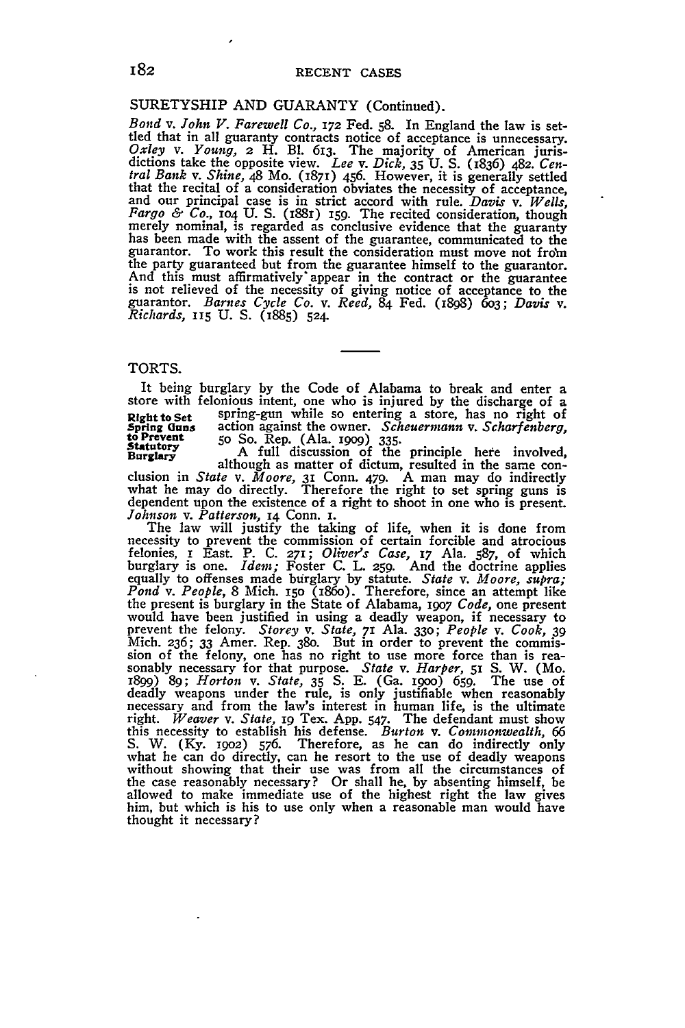## SURETYSHIP AND GUARANTY (Continued).

*Bond* v. *John V. Farewell Co.*, 172 Fed. 58. In England the law is settled that in all guaranty contracts notice of acceptance is unnecessary. *Oxley* v. *Young*, 2 H. Bl. 613. The majority of American jurisdictions take the opposite view. *Lee* v. *Dick*, 35 U. S. (1836) 482. *Central Bank* v. *Shine*, 48 Mo. (1871) 456. However, it is generally settled that the recital of a consideration obviates the necessity of acceptance, and our principal case is in strict accord with rule. *Davis* v. *Wells, Fargo & Co.*, 104 U. S. (1881) 159. The recited consideration, though merely nominal, is regarded as conclusive evidence that the guaranty has been made with the assent of the guarantee, communicated to the guarantor. To work this result the consideration must move not from the party guaranteed but from the guarantee himself to the guarantor. And this must affirmatively appear in the contract or the guarantee is not relieved of the necessity of giving notice of acceptance to the guarantor. *Barnes Cycle Co.* v. *Reed*, 84 Fed. (1898) 603; *Davis* v. *Richards*, 115 U. S. (1885) 524.

## TORTS.

**Right to Set Spring Guns to Prevent Statutory Burglary**

It being burglary by the Code of Alabama to break and enter a store with felonious intent, one who is injured by the discharge of a spring-gun while so entering a store, has no right of action against the owner. *Scheuermann* v. *Scharfenberg*, 50 So. Rep. (Ala. 1909) 335.

A full discussion of the principle here involved, although as matter of dictum, resulted in the same conclusion in *State* v. *Moore*, 31 Conn. 479. A man may do indirectly what he may do directly. Therefore the right to set spring guns is dependent upon the existence of a right to shoot in one who is present. *Johnson* v. *Patterson*, 14 Conn. 1.

The law will justify the taking of life, when it is done from necessity to prevent the commission of certain forcible and atrocious felonies, 1 East. P. C. 271; *Oliver's Case*, 17 Ala. 587, of which burglary is one. *Idem;* Foster C. L. 259. And the doctrine applies equally to offenses made burglary by statute. *State* v. *Moore, supra; Pond* v. *People*, 8 Mich. 150 (1860). Therefore, since an attempt like the present is burglary in the State of Alabama, 1907 *Code*, one present would have been justified in using a deadly weapon, if necessary to prevent the felony. *Storey* v. *State*, 71 Ala. 330; *People* v. *Cook*, 39 Mich. 236; 33 Amer. Rep. 380. But in order to prevent the commission of the felony, one has no right to use more force than is reasonably necessary for that purpose. *State* v. *Harper*, 51 S. W. (Mo. 1899) 89; *Horton* v. *State*, 35 S. E. (Ga. 1900) 659. The use of deadly weapons under the rule, is only justifiable when reasonably necessary and from the law's interest in human life, is the ultimate right. *Weaver* v. *State*, 19 Tex. App. 547. The defendant must show this necessity to establish his defense. *Burton* v. *Commonwealth*, 66 S. W. (Ky. 1902) 576. Therefore, as he can do indirectly only what he can do directly, can he resort to the use of deadly weapons without showing that their use was from all the circumstances of the case reasonably necessary? Or shall he, by absenting himself, be allowed to make immediate use of the highest right the law gives him, but which is his to use only when a reasonable man would have thought it necessary?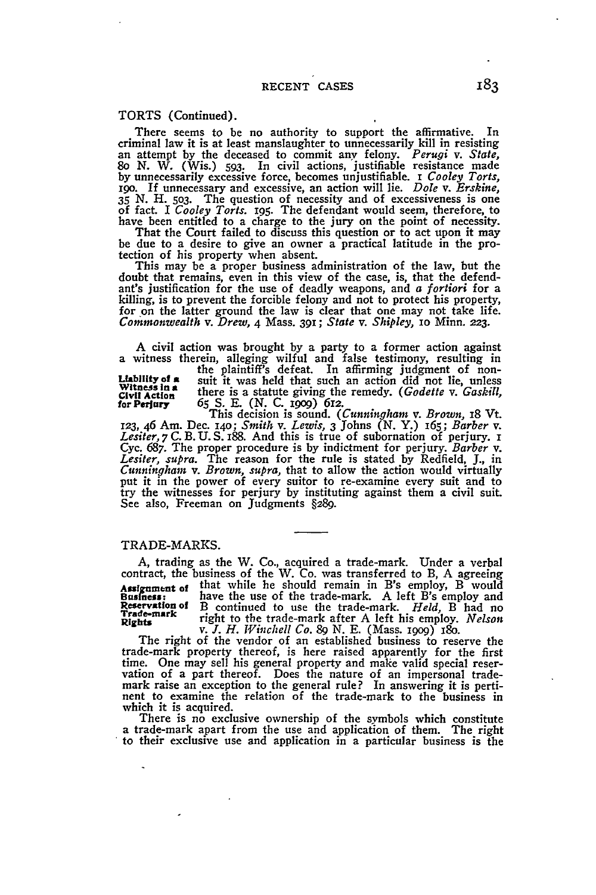TORTS (Continued).

There seems to be no authority to support the affirmative. In criminal law it is at least manslaughter to unnecessarily kill in resisting an attempt by the deceased to commit any felony. *Perugi* v. *State,* 80 N. W. (Wis.) 593. In civil actions, justifiable resistance made by unnecessarily excessive force, becomes unjustifiable. 1 *Cooley Torts,* 190. If unnecessary and excessive, an action will lie. *Dole* v. *Erskine,* 35 N. H. 503. The question of necessity and of excessiveness is one of fact. I *Cooley Torts.* 195. The defendant would seem, therefore, to have been entitled to a charge to the jury on the point of necessity.

That the Court failed to discuss this question or to act upon it may be due to a desire to give an owner a practical latitude in the protection of his property when absent.

This may be a proper business administration of the law, but the doubt that remains, even in this view of the case, is, that the defendant's justification for the use of deadly weapons, and *a fortiori* for a killing, is to prevent the forcible felony and not to protect his property, for on the latter ground the law is clear that one may not take life. *Commonwealth* v. *Drew,* 4 Mass. 391; *State* v. *Shipley,* 10 Minn. 223.

**Liability of a Witness in a Civil Action for Perjury**

A civil action was brought by a party to a former action against a witness therein, alleging wilful and false testimony, resulting in the plaintiff's defeat. In affirming judgment of non-suit it was held that such an action did not lie, unless there is a statute giving the remedy. (*Godette* v. *Gaskill,* 65 S. E. (N. C. 1909) 612.

This decision is sound. (*Cunningham* v. *Brown,* 18 Vt. 123, 46 Am. Dec. 140; *Smith* v. *Lewis,* 3 Johns (N. Y.) 165; *Barber* v. *Lesiter,* 7 C. B. U. S. 188. And this is true of subornation of perjury. 1 Cyc. 687. The proper procedure is by indictment for perjury. *Barber* v. *Lesiter, supra.* The reason for the rule is stated by Redfield, J., in *Cunningham* v. *Brown, supra,* that to allow the action would virtually put it in the power of every suitor to re-examine every suit and to try the witnesses for perjury by instituting against them a civil suit. See also, Freeman on Judgments §289.

---

TRADE-MARKS.

**Assignment of Business: Reservation of Trade-mark Rights**

A, trading as the W. Co., acquired a trade-mark. Under a verbal contract, the business of the W. Co. was transferred to B, A agreeing that while he should remain in B's employ, B would have the use of the trade-mark. A left B's employ and B continued to use the trade-mark. *Held,* B had no right to the trade-mark after A left his employ. *Nelson* v. *J. H. Winchell Co.* 89 N. E. (Mass. 1909) 180.

The right of the vendor of an established business to reserve the trade-mark property thereof, is here raised apparently for the first time. One may sell his general property and make valid special reservation of a part thereof. Does the nature of an impersonal trade-mark raise an exception to the general rule? In answering it is pertinent to examine the relation of the trade-mark to the business in which it is acquired.

There is no exclusive ownership of the symbols which constitute a trade-mark apart from the use and application of them. The right to their exclusive use and application in a particular business is the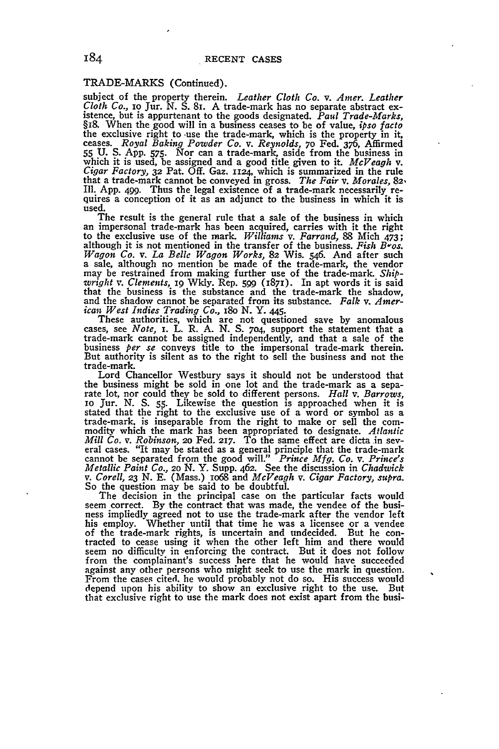TRADE-MARKS (Continued).

subject of the property therein. *Leather Cloth Co.* v. *Amer. Leather Cloth Co.*, 10 Jur. N. S. 81. A trade-mark has no separate abstract existence, but is appurtenant to the goods designated. *Paul Trade-Marks*, §18. When the good will in a business ceases to be of value, *ipso facto* the exclusive right to use the trade-mark, which is the property in it, ceases. *Royal Baking Powder Co.* v. *Reynolds*, 70 Fed. 376, Affirmed 55 U. S. App. 575. Nor can a trade-mark, aside from the business in which it is used, be assigned and a good title given to it. *McVeagh* v. *Cigar Factory*, 32 Pat. Off. Gaz. 1124, which is summarized in the rule that a trade-mark cannot be conveyed in gross. *The Fair* v. *Morales*, 82 Ill. App. 499. Thus the legal existence of a trade-mark necessarily requires a conception of it as an adjunct to the business in which it is used.

The result is the general rule that a sale of the business in which an impersonal trade-mark has been acquired, carries with it the right to the exclusive use of the mark. *Williams* v. *Farrand*, 88 Mich 473; although it is not mentioned in the transfer of the business. *Fish Bros. Wagon Co.* v. *La Belle Wagon Works*, 82 Wis. 546. And after such a sale, although no mention be made of the trade-mark, the vendor may be restrained from making further use of the trade-mark. *Shipwright* v. *Clements*, 19 Wkly. Rep. 599 (1871). In apt words it is said that the business is the substance and the trade-mark the shadow, and the shadow cannot be separated from its substance. *Falk* v. *American West Indies Trading Co.*, 180 N. Y. 445.

These authorities, which are not questioned save by anomalous cases, see *Note*, 1. L. R. A. N. S. 704, support the statement that a trade-mark cannot be assigned independently, and that a sale of the business *per se* conveys title to the impersonal trade-mark therein. But authority is silent as to the right to sell the business and not the trade-mark.

Lord Chancellor Westbury says it should not be understood that the business might be sold in one lot and the trade-mark as a separate lot, nor could they be sold to different persons. *Hall* v. *Barrows*, 10 Jur. N. S. 55. Likewise the question is approached when it is stated that the right to the exclusive use of a word or symbol as a trade-mark, is inseparable from the right to make or sell the commodity which the mark has been appropriated to designate. *Atlantic Mill Co.* v. *Robinson*, 20 Fed. 217. To the same effect are dicta in several cases. "It may be stated as a general principle that the trade-mark cannot be separated from the good will." *Prince Mfg. Co.* v. *Prince's Metallic Paint Co.*, 20 N. Y. Supp. 462. See the discussion in *Chadwick* v. *Corell*, 23 N. E. (Mass.) 1068 and *McVeagh* v. *Cigar Factory*, *supra*. So the question may be said to be doubtful.

The decision in the principal case on the particular facts would seem correct. By the contract that was made, the vendee of the business impliedly agreed not to use the trade-mark after the vendor left his employ. Whether until that time he was a licensee or a vendee of the trade-mark rights, is uncertain and undecided. But he contracted to cease using it when the other left him and there would seem no difficulty in enforcing the contract. But it does not follow from the complainant's success here that he would have succeeded against any other persons who might seek to use the mark in question. From the cases cited, he would probably not do so. His success would depend upon his ability to show an exclusive right to the use. But that exclusive right to use the mark does not exist apart from the busi-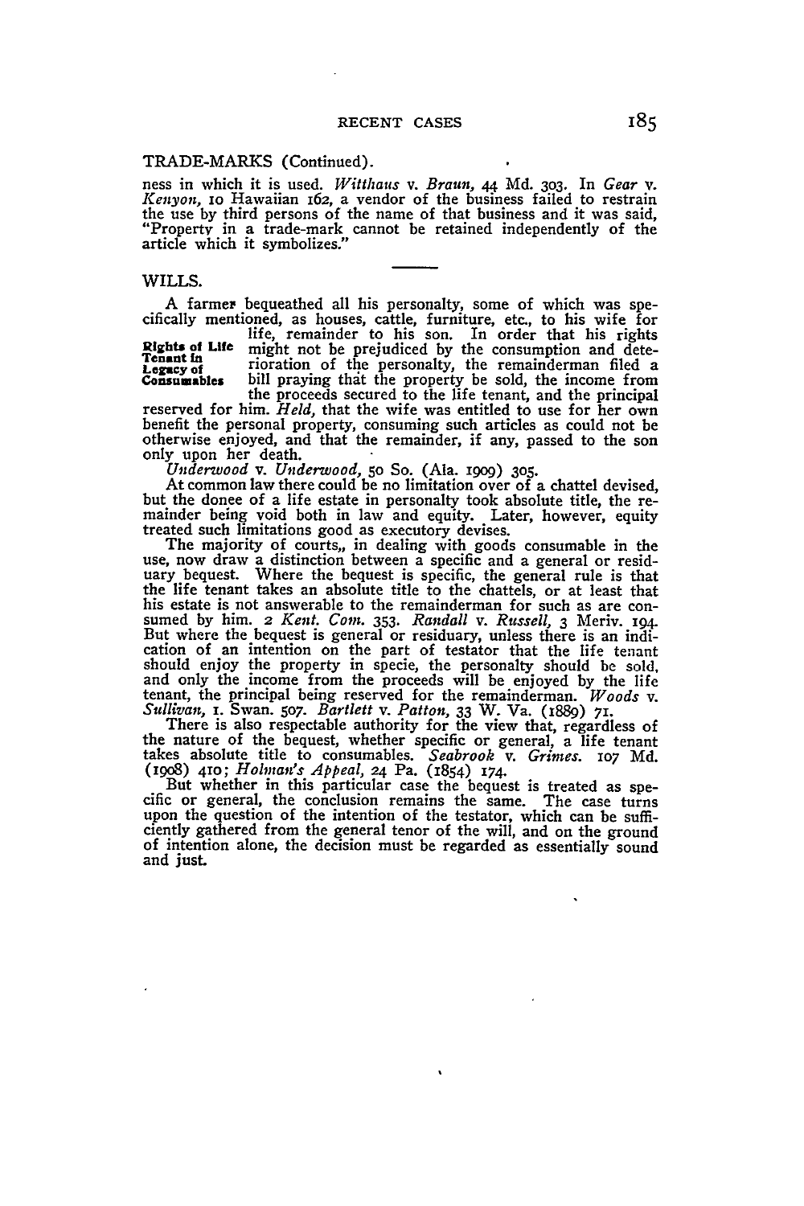TRADE-MARKS (Continued).

ness in which it is used. *Witthaus* v. *Braun,* 44 Md. 303. In *Gear* v. *Kenyon,* 10 Hawaiian 162, a vendor of the business failed to restrain the use by third persons of the name of that business and it was said, "Property in a trade-mark cannot be retained independently of the article which it symbolizes."

## WILLS.

**Rights of Life Tenant in Legacy of Consumables**

A farmer bequeathed all his personalty, some of which was specifically mentioned, as houses, cattle, furniture, etc., to his wife for life, remainder to his son. In order that his rights might not be prejudiced by the consumption and deterioration of the personalty, the remainderman filed a bill praying that the property be sold, the income from the proceeds secured to the life tenant, and the principal reserved for him. *Held,* that the wife was entitled to use for her own benefit the personal property, consuming such articles as could not be otherwise enjoyed, and that the remainder, if any, passed to the son only upon her death.

*Underwood* v. *Underwood,* 50 So. (Ala. 1909) 305.

At common law there could be no limitation over of a chattel devised, but the donee of a life estate in personalty took absolute title, the remainder being void both in law and equity. Later, however, equity treated such limitations good as executory devises.

The majority of courts,, in dealing with goods consumable in the use, now draw a distinction between a specific and a general or residuary bequest. Where the bequest is specific, the general rule is that the life tenant takes an absolute title to the chattels, or at least that his estate is not answerable to the remainderman for such as are consumed by him. 2 *Kent. Com.* 353. *Randall* v. *Russell,* 3 Meriv. 194. But where the bequest is general or residuary, unless there is an indication of an intention on the part of testator that the life tenant should enjoy the property in specie, the personalty should be sold, and only the income from the proceeds will be enjoyed by the life tenant, the principal being reserved for the remainderman. *Woods* v. *Sullivan,* 1. Swan. 507. *Bartlett* v. *Patton,* 33 W. Va. (1889) 71.

There is also respectable authority for the view that, regardless of the nature of the bequest, whether specific or general, a life tenant takes absolute title to consumables. *Seabrook* v. *Grimes.* 107 Md. (1908) 410; *Holman's Appeal,* 24 Pa. (1854) 174.

But whether in this particular case the bequest is treated as specific or general, the conclusion remains the same. The case turns upon the question of the intention of the testator, which can be sufficiently gathered from the general tenor of the will, and on the ground of intention alone, the decision must be regarded as essentially sound and just.